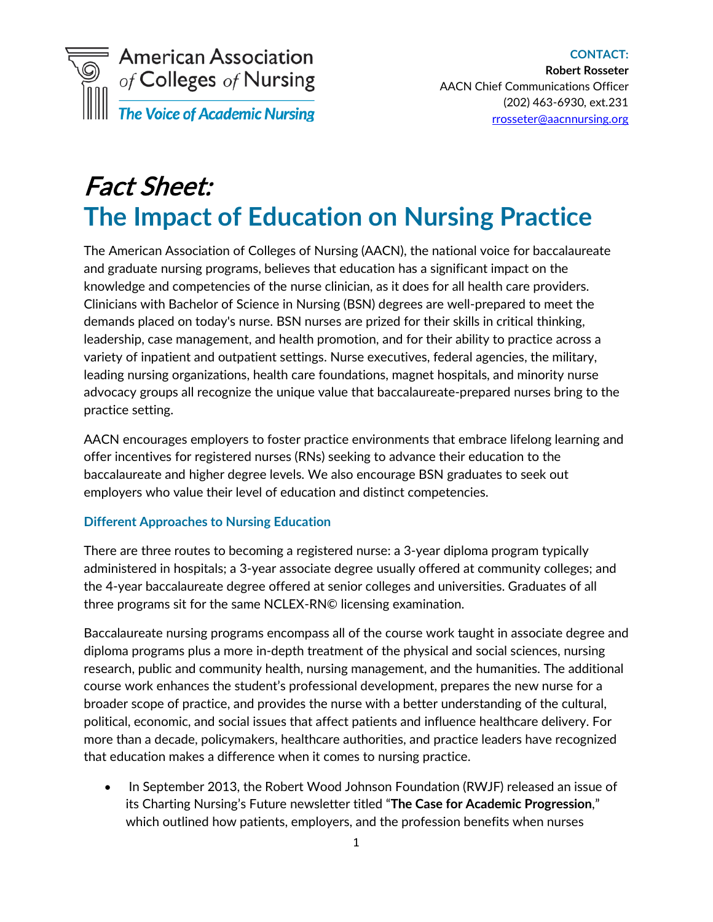American Association of Colleges of Nursing
*The Voice of Academic Nursing*

**CONTACT:**
**Robert Rosseter**
AACN Chief Communications Officer
(202) 463-6930, ext.231
rrosseter@aacnnursing.org

# *Fact Sheet:* The Impact of Education on Nursing Practice

The American Association of Colleges of Nursing (AACN), the national voice for baccalaureate and graduate nursing programs, believes that education has a significant impact on the knowledge and competencies of the nurse clinician, as it does for all health care providers. Clinicians with Bachelor of Science in Nursing (BSN) degrees are well-prepared to meet the demands placed on today's nurse. BSN nurses are prized for their skills in critical thinking, leadership, case management, and health promotion, and for their ability to practice across a variety of inpatient and outpatient settings. Nurse executives, federal agencies, the military, leading nursing organizations, health care foundations, magnet hospitals, and minority nurse advocacy groups all recognize the unique value that baccalaureate-prepared nurses bring to the practice setting.

AACN encourages employers to foster practice environments that embrace lifelong learning and offer incentives for registered nurses (RNs) seeking to advance their education to the baccalaureate and higher degree levels. We also encourage BSN graduates to seek out employers who value their level of education and distinct competencies.

### Different Approaches to Nursing Education

There are three routes to becoming a registered nurse: a 3-year diploma program typically administered in hospitals; a 3-year associate degree usually offered at community colleges; and the 4-year baccalaureate degree offered at senior colleges and universities. Graduates of all three programs sit for the same NCLEX-RN© licensing examination.

Baccalaureate nursing programs encompass all of the course work taught in associate degree and diploma programs plus a more in-depth treatment of the physical and social sciences, nursing research, public and community health, nursing management, and the humanities. The additional course work enhances the student's professional development, prepares the new nurse for a broader scope of practice, and provides the nurse with a better understanding of the cultural, political, economic, and social issues that affect patients and influence healthcare delivery. For more than a decade, policymakers, healthcare authorities, and practice leaders have recognized that education makes a difference when it comes to nursing practice.

- In September 2013, the Robert Wood Johnson Foundation (RWJF) released an issue of its Charting Nursing's Future newsletter titled "**The Case for Academic Progression**," which outlined how patients, employers, and the profession benefits when nurses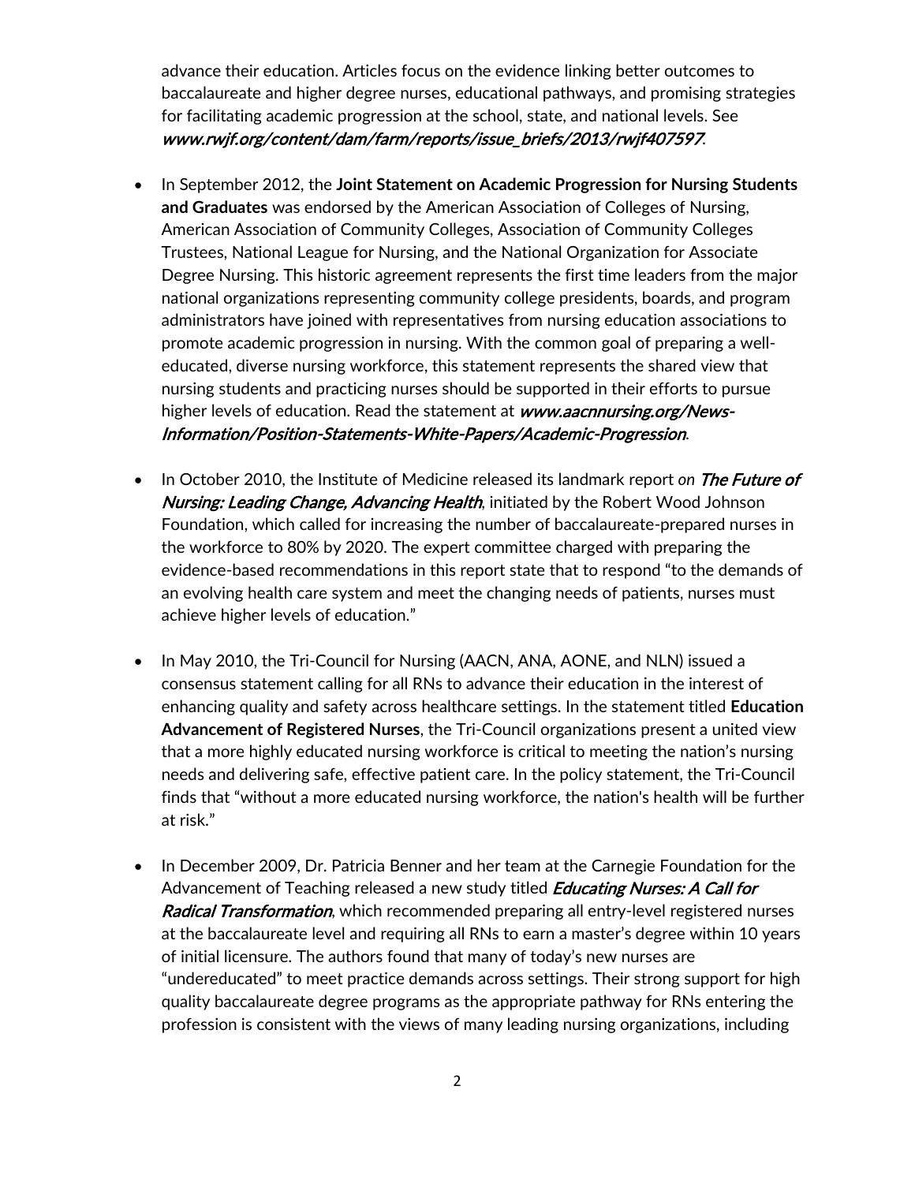advance their education. Articles focus on the evidence linking better outcomes to baccalaureate and higher degree nurses, educational pathways, and promising strategies for facilitating academic progression at the school, state, and national levels. See ***www.rwjf.org/content/dam/farm/reports/issue_briefs/2013/rwjf407597***.

- In September 2012, the **Joint Statement on Academic Progression for Nursing Students and Graduates** was endorsed by the American Association of Colleges of Nursing, American Association of Community Colleges, Association of Community Colleges Trustees, National League for Nursing, and the National Organization for Associate Degree Nursing. This historic agreement represents the first time leaders from the major national organizations representing community college presidents, boards, and program administrators have joined with representatives from nursing education associations to promote academic progression in nursing. With the common goal of preparing a well-educated, diverse nursing workforce, this statement represents the shared view that nursing students and practicing nurses should be supported in their efforts to pursue higher levels of education. Read the statement at ***www.aacnnursing.org/News-Information/Position-Statements-White-Papers/Academic-Progression***.

- In October 2010, the Institute of Medicine released its landmark report *on* ***The Future of Nursing: Leading Change, Advancing Health***, initiated by the Robert Wood Johnson Foundation, which called for increasing the number of baccalaureate-prepared nurses in the workforce to 80% by 2020. The expert committee charged with preparing the evidence-based recommendations in this report state that to respond "to the demands of an evolving health care system and meet the changing needs of patients, nurses must achieve higher levels of education."

- In May 2010, the Tri-Council for Nursing (AACN, ANA, AONE, and NLN) issued a consensus statement calling for all RNs to advance their education in the interest of enhancing quality and safety across healthcare settings. In the statement titled **Education Advancement of Registered Nurses**, the Tri-Council organizations present a united view that a more highly educated nursing workforce is critical to meeting the nation's nursing needs and delivering safe, effective patient care. In the policy statement, the Tri-Council finds that "without a more educated nursing workforce, the nation's health will be further at risk."

- In December 2009, Dr. Patricia Benner and her team at the Carnegie Foundation for the Advancement of Teaching released a new study titled ***Educating Nurses: A Call for Radical Transformation***, which recommended preparing all entry-level registered nurses at the baccalaureate level and requiring all RNs to earn a master's degree within 10 years of initial licensure. The authors found that many of today's new nurses are "undereducated" to meet practice demands across settings. Their strong support for high quality baccalaureate degree programs as the appropriate pathway for RNs entering the profession is consistent with the views of many leading nursing organizations, including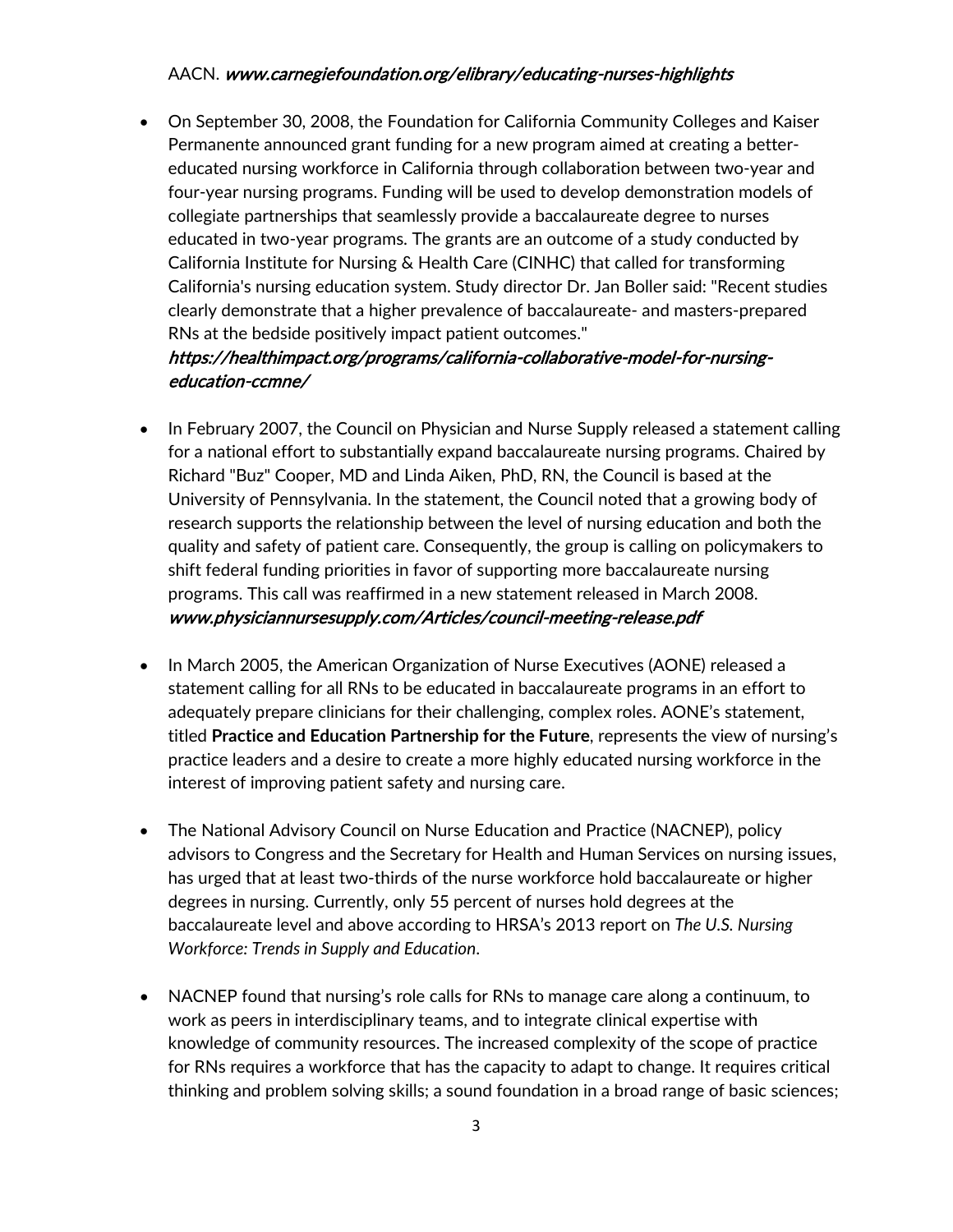AACN. ***www.carnegiefoundation.org/elibrary/educating-nurses-highlights***

- On September 30, 2008, the Foundation for California Community Colleges and Kaiser Permanente announced grant funding for a new program aimed at creating a better-educated nursing workforce in California through collaboration between two-year and four-year nursing programs. Funding will be used to develop demonstration models of collegiate partnerships that seamlessly provide a baccalaureate degree to nurses educated in two-year programs. The grants are an outcome of a study conducted by California Institute for Nursing & Health Care (CINHC) that called for transforming California's nursing education system. Study director Dr. Jan Boller said: "Recent studies clearly demonstrate that a higher prevalence of baccalaureate- and masters-prepared RNs at the bedside positively impact patient outcomes." ***https://healthimpact.org/programs/california-collaborative-model-for-nursing-education-ccmne/***

- In February 2007, the Council on Physician and Nurse Supply released a statement calling for a national effort to substantially expand baccalaureate nursing programs. Chaired by Richard "Buz" Cooper, MD and Linda Aiken, PhD, RN, the Council is based at the University of Pennsylvania. In the statement, the Council noted that a growing body of research supports the relationship between the level of nursing education and both the quality and safety of patient care. Consequently, the group is calling on policymakers to shift federal funding priorities in favor of supporting more baccalaureate nursing programs. This call was reaffirmed in a new statement released in March 2008. ***www.physiciannursesupply.com/Articles/council-meeting-release.pdf***

- In March 2005, the American Organization of Nurse Executives (AONE) released a statement calling for all RNs to be educated in baccalaureate programs in an effort to adequately prepare clinicians for their challenging, complex roles. AONE's statement, titled **Practice and Education Partnership for the Future**, represents the view of nursing's practice leaders and a desire to create a more highly educated nursing workforce in the interest of improving patient safety and nursing care.

- The National Advisory Council on Nurse Education and Practice (NACNEP), policy advisors to Congress and the Secretary for Health and Human Services on nursing issues, has urged that at least two-thirds of the nurse workforce hold baccalaureate or higher degrees in nursing. Currently, only 55 percent of nurses hold degrees at the baccalaureate level and above according to HRSA's 2013 report on *The U.S. Nursing Workforce: Trends in Supply and Education*.

- NACNEP found that nursing's role calls for RNs to manage care along a continuum, to work as peers in interdisciplinary teams, and to integrate clinical expertise with knowledge of community resources. The increased complexity of the scope of practice for RNs requires a workforce that has the capacity to adapt to change. It requires critical thinking and problem solving skills; a sound foundation in a broad range of basic sciences;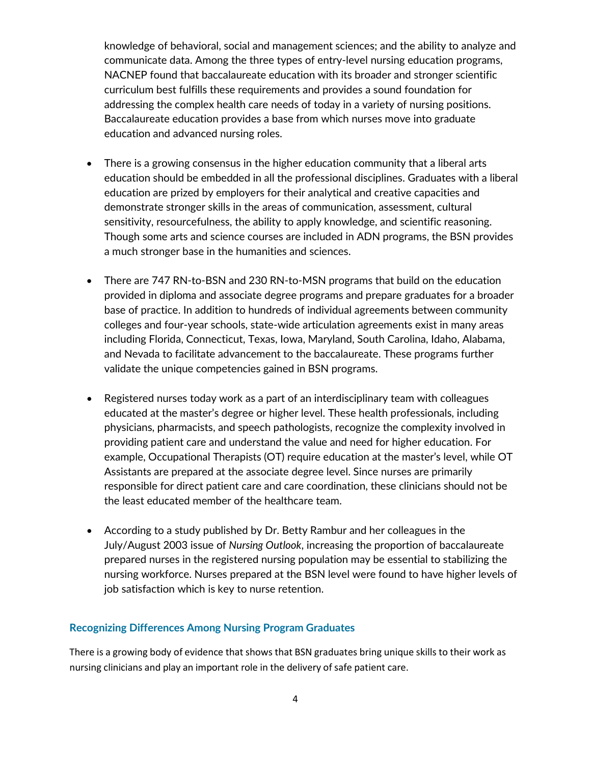knowledge of behavioral, social and management sciences; and the ability to analyze and communicate data. Among the three types of entry-level nursing education programs, NACNEP found that baccalaureate education with its broader and stronger scientific curriculum best fulfills these requirements and provides a sound foundation for addressing the complex health care needs of today in a variety of nursing positions. Baccalaureate education provides a base from which nurses move into graduate education and advanced nursing roles.

- There is a growing consensus in the higher education community that a liberal arts education should be embedded in all the professional disciplines. Graduates with a liberal education are prized by employers for their analytical and creative capacities and demonstrate stronger skills in the areas of communication, assessment, cultural sensitivity, resourcefulness, the ability to apply knowledge, and scientific reasoning. Though some arts and science courses are included in ADN programs, the BSN provides a much stronger base in the humanities and sciences.

- There are 747 RN-to-BSN and 230 RN-to-MSN programs that build on the education provided in diploma and associate degree programs and prepare graduates for a broader base of practice. In addition to hundreds of individual agreements between community colleges and four-year schools, state-wide articulation agreements exist in many areas including Florida, Connecticut, Texas, Iowa, Maryland, South Carolina, Idaho, Alabama, and Nevada to facilitate advancement to the baccalaureate. These programs further validate the unique competencies gained in BSN programs.

- Registered nurses today work as a part of an interdisciplinary team with colleagues educated at the master's degree or higher level. These health professionals, including physicians, pharmacists, and speech pathologists, recognize the complexity involved in providing patient care and understand the value and need for higher education. For example, Occupational Therapists (OT) require education at the master's level, while OT Assistants are prepared at the associate degree level. Since nurses are primarily responsible for direct patient care and care coordination, these clinicians should not be the least educated member of the healthcare team.

- According to a study published by Dr. Betty Rambur and her colleagues in the July/August 2003 issue of *Nursing Outlook*, increasing the proportion of baccalaureate prepared nurses in the registered nursing population may be essential to stabilizing the nursing workforce. Nurses prepared at the BSN level were found to have higher levels of job satisfaction which is key to nurse retention.

### Recognizing Differences Among Nursing Program Graduates

There is a growing body of evidence that shows that BSN graduates bring unique skills to their work as nursing clinicians and play an important role in the delivery of safe patient care.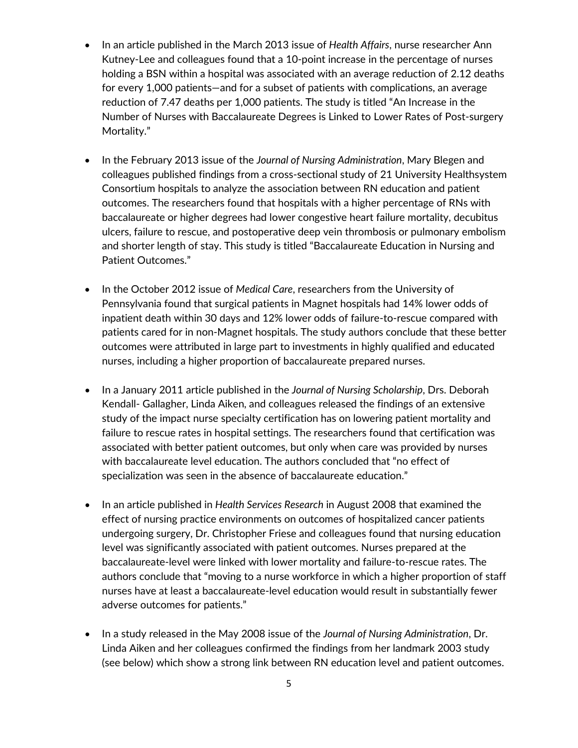- In an article published in the March 2013 issue of *Health Affairs*, nurse researcher Ann Kutney-Lee and colleagues found that a 10-point increase in the percentage of nurses holding a BSN within a hospital was associated with an average reduction of 2.12 deaths for every 1,000 patients—and for a subset of patients with complications, an average reduction of 7.47 deaths per 1,000 patients. The study is titled "An Increase in the Number of Nurses with Baccalaureate Degrees is Linked to Lower Rates of Post-surgery Mortality."

- In the February 2013 issue of the *Journal of Nursing Administration*, Mary Blegen and colleagues published findings from a cross-sectional study of 21 University Healthsystem Consortium hospitals to analyze the association between RN education and patient outcomes. The researchers found that hospitals with a higher percentage of RNs with baccalaureate or higher degrees had lower congestive heart failure mortality, decubitus ulcers, failure to rescue, and postoperative deep vein thrombosis or pulmonary embolism and shorter length of stay. This study is titled "Baccalaureate Education in Nursing and Patient Outcomes."

- In the October 2012 issue of *Medical Care*, researchers from the University of Pennsylvania found that surgical patients in Magnet hospitals had 14% lower odds of inpatient death within 30 days and 12% lower odds of failure-to-rescue compared with patients cared for in non-Magnet hospitals. The study authors conclude that these better outcomes were attributed in large part to investments in highly qualified and educated nurses, including a higher proportion of baccalaureate prepared nurses.

- In a January 2011 article published in the *Journal of Nursing Scholarship*, Drs. Deborah Kendall- Gallagher, Linda Aiken, and colleagues released the findings of an extensive study of the impact nurse specialty certification has on lowering patient mortality and failure to rescue rates in hospital settings. The researchers found that certification was associated with better patient outcomes, but only when care was provided by nurses with baccalaureate level education. The authors concluded that "no effect of specialization was seen in the absence of baccalaureate education."

- In an article published in *Health Services Research* in August 2008 that examined the effect of nursing practice environments on outcomes of hospitalized cancer patients undergoing surgery, Dr. Christopher Friese and colleagues found that nursing education level was significantly associated with patient outcomes. Nurses prepared at the baccalaureate-level were linked with lower mortality and failure-to-rescue rates. The authors conclude that "moving to a nurse workforce in which a higher proportion of staff nurses have at least a baccalaureate-level education would result in substantially fewer adverse outcomes for patients."

- In a study released in the May 2008 issue of the *Journal of Nursing Administration*, Dr. Linda Aiken and her colleagues confirmed the findings from her landmark 2003 study (see below) which show a strong link between RN education level and patient outcomes.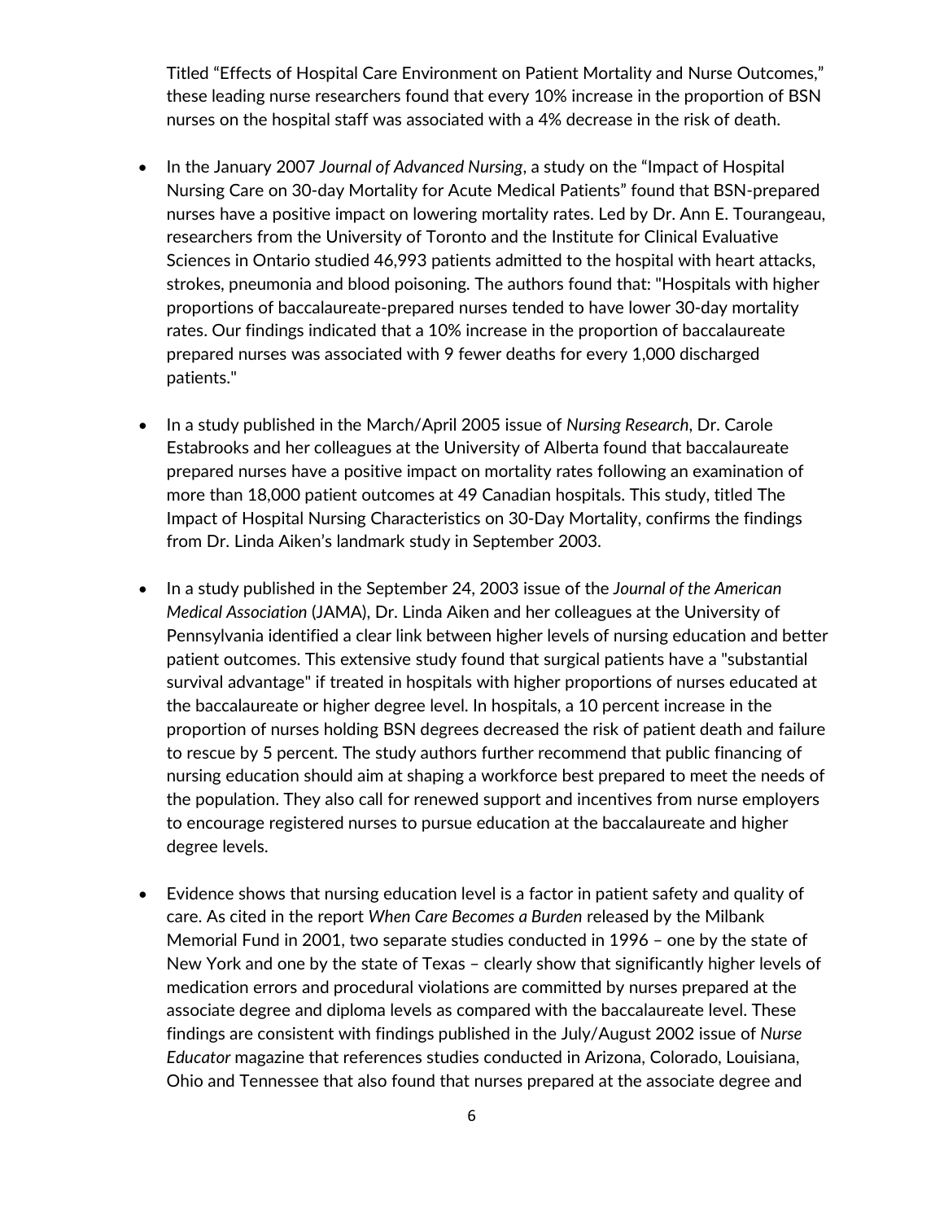Titled "Effects of Hospital Care Environment on Patient Mortality and Nurse Outcomes," these leading nurse researchers found that every 10% increase in the proportion of BSN nurses on the hospital staff was associated with a 4% decrease in the risk of death.

- In the January 2007 *Journal of Advanced Nursing*, a study on the "Impact of Hospital Nursing Care on 30-day Mortality for Acute Medical Patients" found that BSN-prepared nurses have a positive impact on lowering mortality rates. Led by Dr. Ann E. Tourangeau, researchers from the University of Toronto and the Institute for Clinical Evaluative Sciences in Ontario studied 46,993 patients admitted to the hospital with heart attacks, strokes, pneumonia and blood poisoning. The authors found that: "Hospitals with higher proportions of baccalaureate-prepared nurses tended to have lower 30-day mortality rates. Our findings indicated that a 10% increase in the proportion of baccalaureate prepared nurses was associated with 9 fewer deaths for every 1,000 discharged patients."

- In a study published in the March/April 2005 issue of *Nursing Research*, Dr. Carole Estabrooks and her colleagues at the University of Alberta found that baccalaureate prepared nurses have a positive impact on mortality rates following an examination of more than 18,000 patient outcomes at 49 Canadian hospitals. This study, titled The Impact of Hospital Nursing Characteristics on 30-Day Mortality, confirms the findings from Dr. Linda Aiken's landmark study in September 2003.

- In a study published in the September 24, 2003 issue of the *Journal of the American Medical Association* (JAMA), Dr. Linda Aiken and her colleagues at the University of Pennsylvania identified a clear link between higher levels of nursing education and better patient outcomes. This extensive study found that surgical patients have a "substantial survival advantage" if treated in hospitals with higher proportions of nurses educated at the baccalaureate or higher degree level. In hospitals, a 10 percent increase in the proportion of nurses holding BSN degrees decreased the risk of patient death and failure to rescue by 5 percent. The study authors further recommend that public financing of nursing education should aim at shaping a workforce best prepared to meet the needs of the population. They also call for renewed support and incentives from nurse employers to encourage registered nurses to pursue education at the baccalaureate and higher degree levels.

- Evidence shows that nursing education level is a factor in patient safety and quality of care. As cited in the report *When Care Becomes a Burden* released by the Milbank Memorial Fund in 2001, two separate studies conducted in 1996 – one by the state of New York and one by the state of Texas – clearly show that significantly higher levels of medication errors and procedural violations are committed by nurses prepared at the associate degree and diploma levels as compared with the baccalaureate level. These findings are consistent with findings published in the July/August 2002 issue of *Nurse Educator* magazine that references studies conducted in Arizona, Colorado, Louisiana, Ohio and Tennessee that also found that nurses prepared at the associate degree and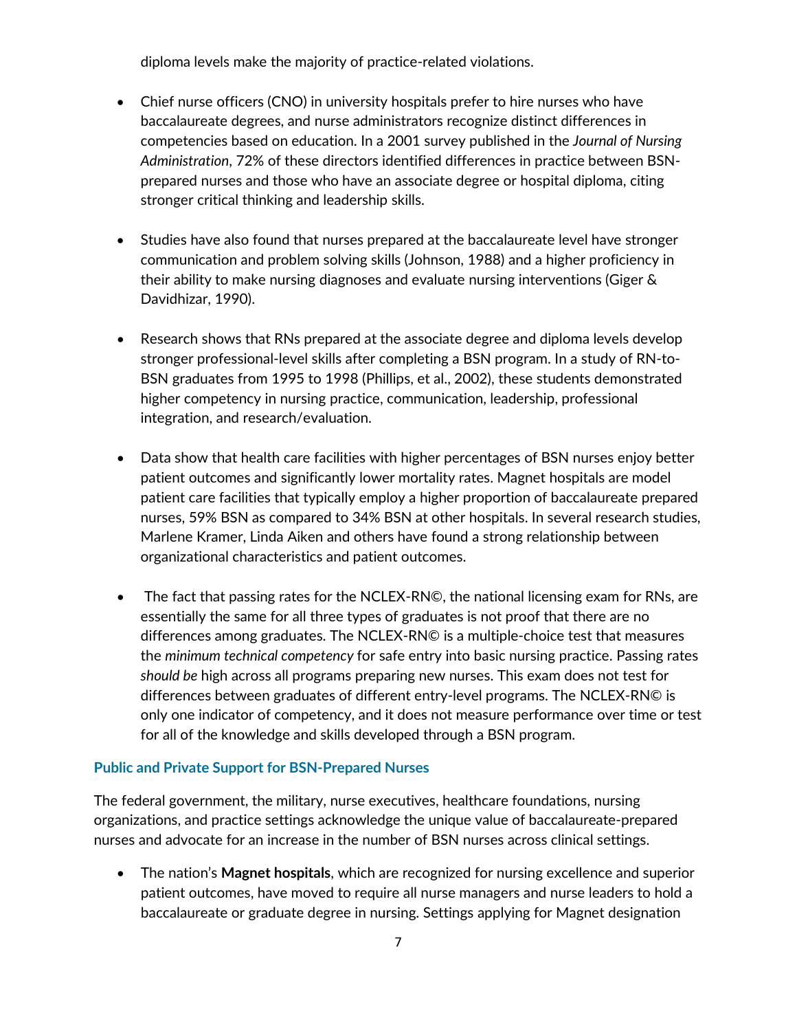diploma levels make the majority of practice-related violations.

- Chief nurse officers (CNO) in university hospitals prefer to hire nurses who have baccalaureate degrees, and nurse administrators recognize distinct differences in competencies based on education. In a 2001 survey published in the *Journal of Nursing Administration*, 72% of these directors identified differences in practice between BSN-prepared nurses and those who have an associate degree or hospital diploma, citing stronger critical thinking and leadership skills.

- Studies have also found that nurses prepared at the baccalaureate level have stronger communication and problem solving skills (Johnson, 1988) and a higher proficiency in their ability to make nursing diagnoses and evaluate nursing interventions (Giger & Davidhizar, 1990).

- Research shows that RNs prepared at the associate degree and diploma levels develop stronger professional-level skills after completing a BSN program. In a study of RN-to-BSN graduates from 1995 to 1998 (Phillips, et al., 2002), these students demonstrated higher competency in nursing practice, communication, leadership, professional integration, and research/evaluation.

- Data show that health care facilities with higher percentages of BSN nurses enjoy better patient outcomes and significantly lower mortality rates. Magnet hospitals are model patient care facilities that typically employ a higher proportion of baccalaureate prepared nurses, 59% BSN as compared to 34% BSN at other hospitals. In several research studies, Marlene Kramer, Linda Aiken and others have found a strong relationship between organizational characteristics and patient outcomes.

- The fact that passing rates for the NCLEX-RN©, the national licensing exam for RNs, are essentially the same for all three types of graduates is not proof that there are no differences among graduates. The NCLEX-RN© is a multiple-choice test that measures the *minimum technical competency* for safe entry into basic nursing practice. Passing rates *should be* high across all programs preparing new nurses. This exam does not test for differences between graduates of different entry-level programs. The NCLEX-RN© is only one indicator of competency, and it does not measure performance over time or test for all of the knowledge and skills developed through a BSN program.

### Public and Private Support for BSN-Prepared Nurses

The federal government, the military, nurse executives, healthcare foundations, nursing organizations, and practice settings acknowledge the unique value of baccalaureate-prepared nurses and advocate for an increase in the number of BSN nurses across clinical settings.

- The nation's **Magnet hospitals**, which are recognized for nursing excellence and superior patient outcomes, have moved to require all nurse managers and nurse leaders to hold a baccalaureate or graduate degree in nursing. Settings applying for Magnet designation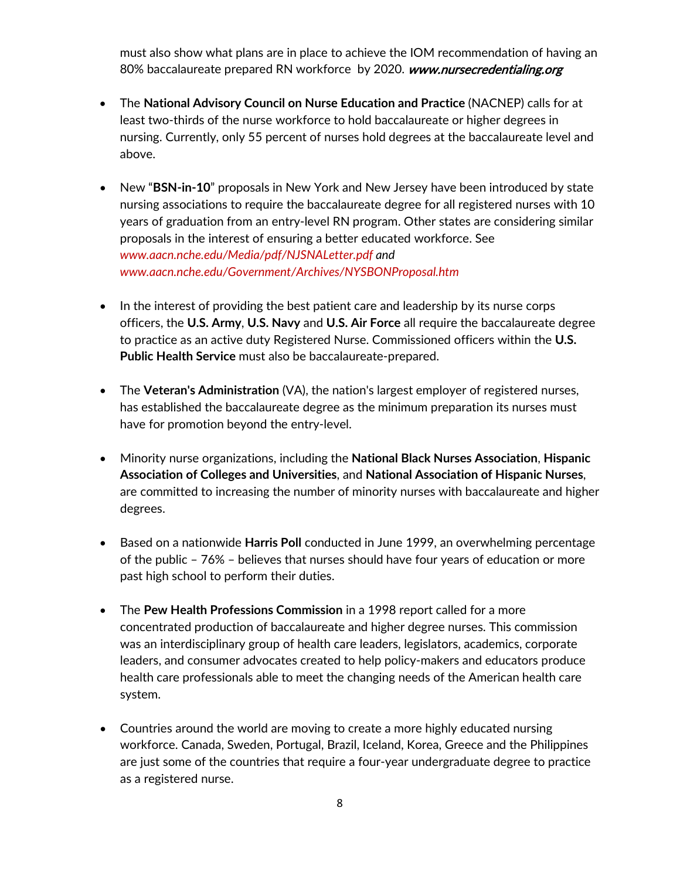must also show what plans are in place to achieve the IOM recommendation of having an 80% baccalaureate prepared RN workforce by 2020. ***www.nursecredentialing.org***

- The **National Advisory Council on Nurse Education and Practice** (NACNEP) calls for at least two-thirds of the nurse workforce to hold baccalaureate or higher degrees in nursing. Currently, only 55 percent of nurses hold degrees at the baccalaureate level and above.

- New "**BSN-in-10**" proposals in New York and New Jersey have been introduced by state nursing associations to require the baccalaureate degree for all registered nurses with 10 years of graduation from an entry-level RN program. Other states are considering similar proposals in the interest of ensuring a better educated workforce. See *www.aacn.nche.edu/Media/pdf/NJSNALetter.pdf and www.aacn.nche.edu/Government/Archives/NYSBONProposal.htm*

- In the interest of providing the best patient care and leadership by its nurse corps officers, the **U.S. Army**, **U.S. Navy** and **U.S. Air Force** all require the baccalaureate degree to practice as an active duty Registered Nurse. Commissioned officers within the **U.S. Public Health Service** must also be baccalaureate-prepared.

- The **Veteran's Administration** (VA), the nation's largest employer of registered nurses, has established the baccalaureate degree as the minimum preparation its nurses must have for promotion beyond the entry-level.

- Minority nurse organizations, including the **National Black Nurses Association**, **Hispanic Association of Colleges and Universities**, and **National Association of Hispanic Nurses**, are committed to increasing the number of minority nurses with baccalaureate and higher degrees.

- Based on a nationwide **Harris Poll** conducted in June 1999, an overwhelming percentage of the public – 76% – believes that nurses should have four years of education or more past high school to perform their duties.

- The **Pew Health Professions Commission** in a 1998 report called for a more concentrated production of baccalaureate and higher degree nurses. This commission was an interdisciplinary group of health care leaders, legislators, academics, corporate leaders, and consumer advocates created to help policy-makers and educators produce health care professionals able to meet the changing needs of the American health care system.

- Countries around the world are moving to create a more highly educated nursing workforce. Canada, Sweden, Portugal, Brazil, Iceland, Korea, Greece and the Philippines are just some of the countries that require a four-year undergraduate degree to practice as a registered nurse.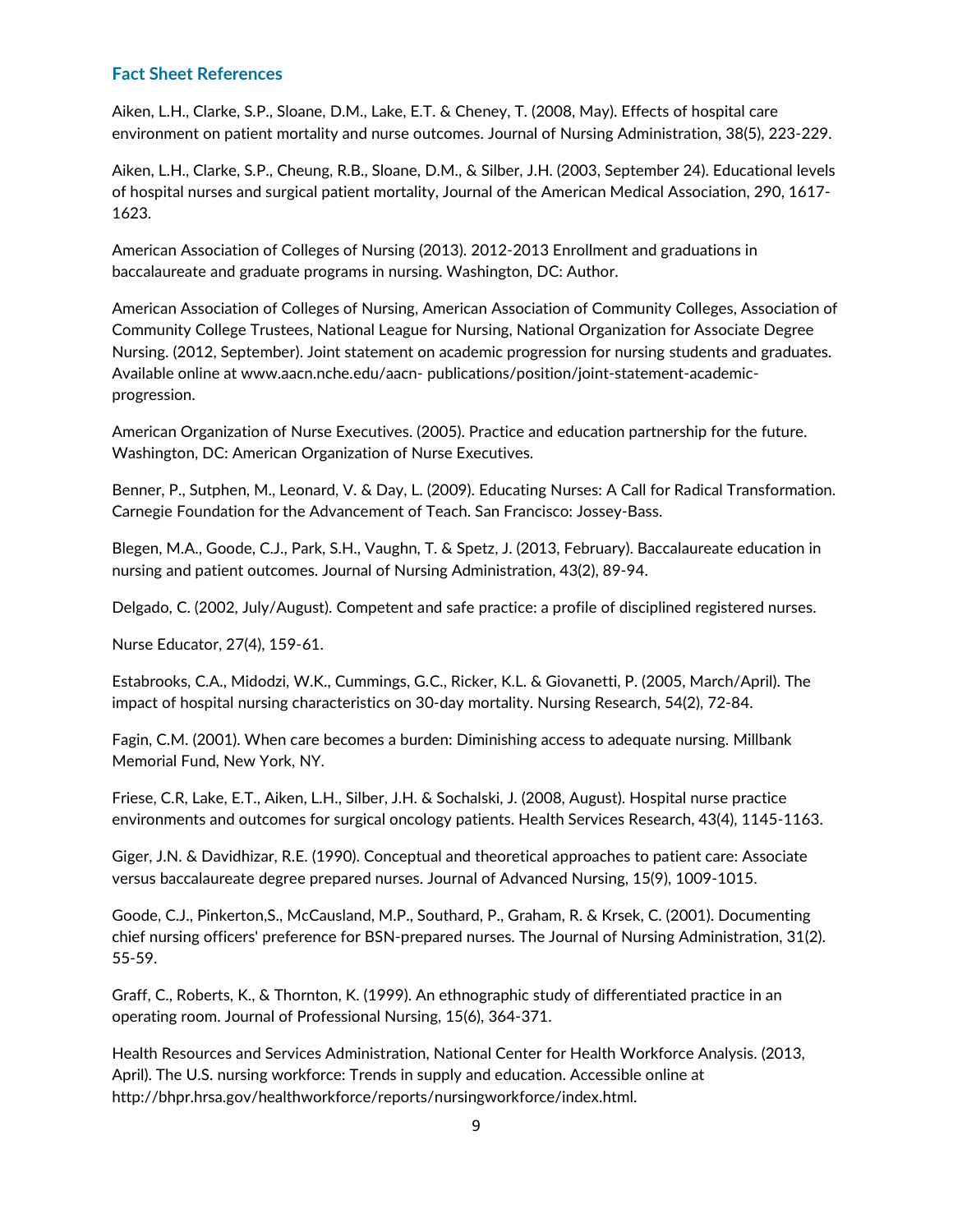### Fact Sheet References

Aiken, L.H., Clarke, S.P., Sloane, D.M., Lake, E.T. & Cheney, T. (2008, May). Effects of hospital care environment on patient mortality and nurse outcomes. Journal of Nursing Administration, 38(5), 223-229.

Aiken, L.H., Clarke, S.P., Cheung, R.B., Sloane, D.M., & Silber, J.H. (2003, September 24). Educational levels of hospital nurses and surgical patient mortality, Journal of the American Medical Association, 290, 1617-1623.

American Association of Colleges of Nursing (2013). 2012-2013 Enrollment and graduations in baccalaureate and graduate programs in nursing. Washington, DC: Author.

American Association of Colleges of Nursing, American Association of Community Colleges, Association of Community College Trustees, National League for Nursing, National Organization for Associate Degree Nursing. (2012, September). Joint statement on academic progression for nursing students and graduates. Available online at www.aacn.nche.edu/aacn- publications/position/joint-statement-academic-progression.

American Organization of Nurse Executives. (2005). Practice and education partnership for the future. Washington, DC: American Organization of Nurse Executives.

Benner, P., Sutphen, M., Leonard, V. & Day, L. (2009). Educating Nurses: A Call for Radical Transformation. Carnegie Foundation for the Advancement of Teach. San Francisco: Jossey-Bass.

Blegen, M.A., Goode, C.J., Park, S.H., Vaughn, T. & Spetz, J. (2013, February). Baccalaureate education in nursing and patient outcomes. Journal of Nursing Administration, 43(2), 89-94.

Delgado, C. (2002, July/August). Competent and safe practice: a profile of disciplined registered nurses.

Nurse Educator, 27(4), 159-61.

Estabrooks, C.A., Midodzi, W.K., Cummings, G.C., Ricker, K.L. & Giovanetti, P. (2005, March/April). The impact of hospital nursing characteristics on 30-day mortality. Nursing Research, 54(2), 72-84.

Fagin, C.M. (2001). When care becomes a burden: Diminishing access to adequate nursing. Millbank Memorial Fund, New York, NY.

Friese, C.R, Lake, E.T., Aiken, L.H., Silber, J.H. & Sochalski, J. (2008, August). Hospital nurse practice environments and outcomes for surgical oncology patients. Health Services Research, 43(4), 1145-1163.

Giger, J.N. & Davidhizar, R.E. (1990). Conceptual and theoretical approaches to patient care: Associate versus baccalaureate degree prepared nurses. Journal of Advanced Nursing, 15(9), 1009-1015.

Goode, C.J., Pinkerton,S., McCausland, M.P., Southard, P., Graham, R. & Krsek, C. (2001). Documenting chief nursing officers' preference for BSN-prepared nurses. The Journal of Nursing Administration, 31(2). 55-59.

Graff, C., Roberts, K., & Thornton, K. (1999). An ethnographic study of differentiated practice in an operating room. Journal of Professional Nursing, 15(6), 364-371.

Health Resources and Services Administration, National Center for Health Workforce Analysis. (2013, April). The U.S. nursing workforce: Trends in supply and education. Accessible online at http://bhpr.hrsa.gov/healthworkforce/reports/nursingworkforce/index.html.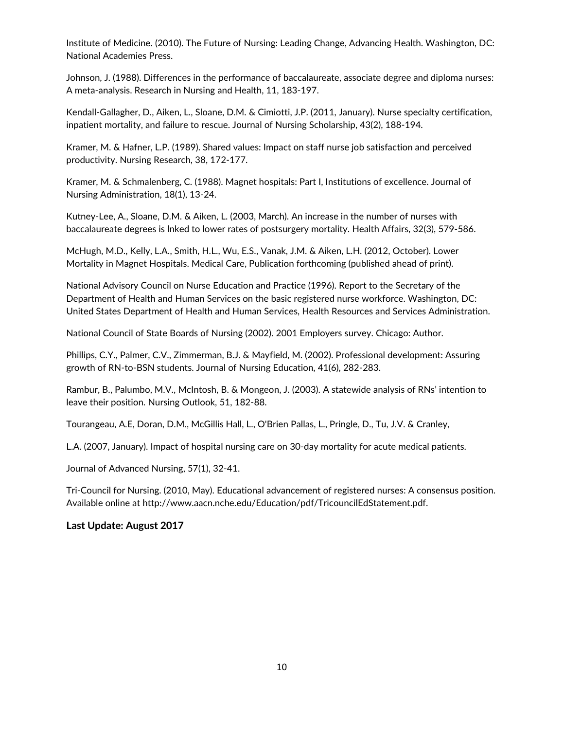Institute of Medicine. (2010). The Future of Nursing: Leading Change, Advancing Health. Washington, DC: National Academies Press.

Johnson, J. (1988). Differences in the performance of baccalaureate, associate degree and diploma nurses: A meta-analysis. Research in Nursing and Health, 11, 183-197.

Kendall-Gallagher, D., Aiken, L., Sloane, D.M. & Cimiotti, J.P. (2011, January). Nurse specialty certification, inpatient mortality, and failure to rescue. Journal of Nursing Scholarship, 43(2), 188-194.

Kramer, M. & Hafner, L.P. (1989). Shared values: Impact on staff nurse job satisfaction and perceived productivity. Nursing Research, 38, 172-177.

Kramer, M. & Schmalenberg, C. (1988). Magnet hospitals: Part I, Institutions of excellence. Journal of Nursing Administration, 18(1), 13-24.

Kutney-Lee, A., Sloane, D.M. & Aiken, L. (2003, March). An increase in the number of nurses with baccalaureate degrees is lnked to lower rates of postsurgery mortality. Health Affairs, 32(3), 579-586.

McHugh, M.D., Kelly, L.A., Smith, H.L., Wu, E.S., Vanak, J.M. & Aiken, L.H. (2012, October). Lower Mortality in Magnet Hospitals. Medical Care, Publication forthcoming (published ahead of print).

National Advisory Council on Nurse Education and Practice (1996). Report to the Secretary of the Department of Health and Human Services on the basic registered nurse workforce. Washington, DC: United States Department of Health and Human Services, Health Resources and Services Administration.

National Council of State Boards of Nursing (2002). 2001 Employers survey. Chicago: Author.

Phillips, C.Y., Palmer, C.V., Zimmerman, B.J. & Mayfield, M. (2002). Professional development: Assuring growth of RN-to-BSN students. Journal of Nursing Education, 41(6), 282-283.

Rambur, B., Palumbo, M.V., McIntosh, B. & Mongeon, J. (2003). A statewide analysis of RNs' intention to leave their position. Nursing Outlook, 51, 182-88.

Tourangeau, A.E, Doran, D.M., McGillis Hall, L., O'Brien Pallas, L., Pringle, D., Tu, J.V. & Cranley,

L.A. (2007, January). Impact of hospital nursing care on 30-day mortality for acute medical patients.

Journal of Advanced Nursing, 57(1), 32-41.

Tri-Council for Nursing. (2010, May). Educational advancement of registered nurses: A consensus position. Available online at http://www.aacn.nche.edu/Education/pdf/TricouncilEdStatement.pdf.

**Last Update: August 2017**